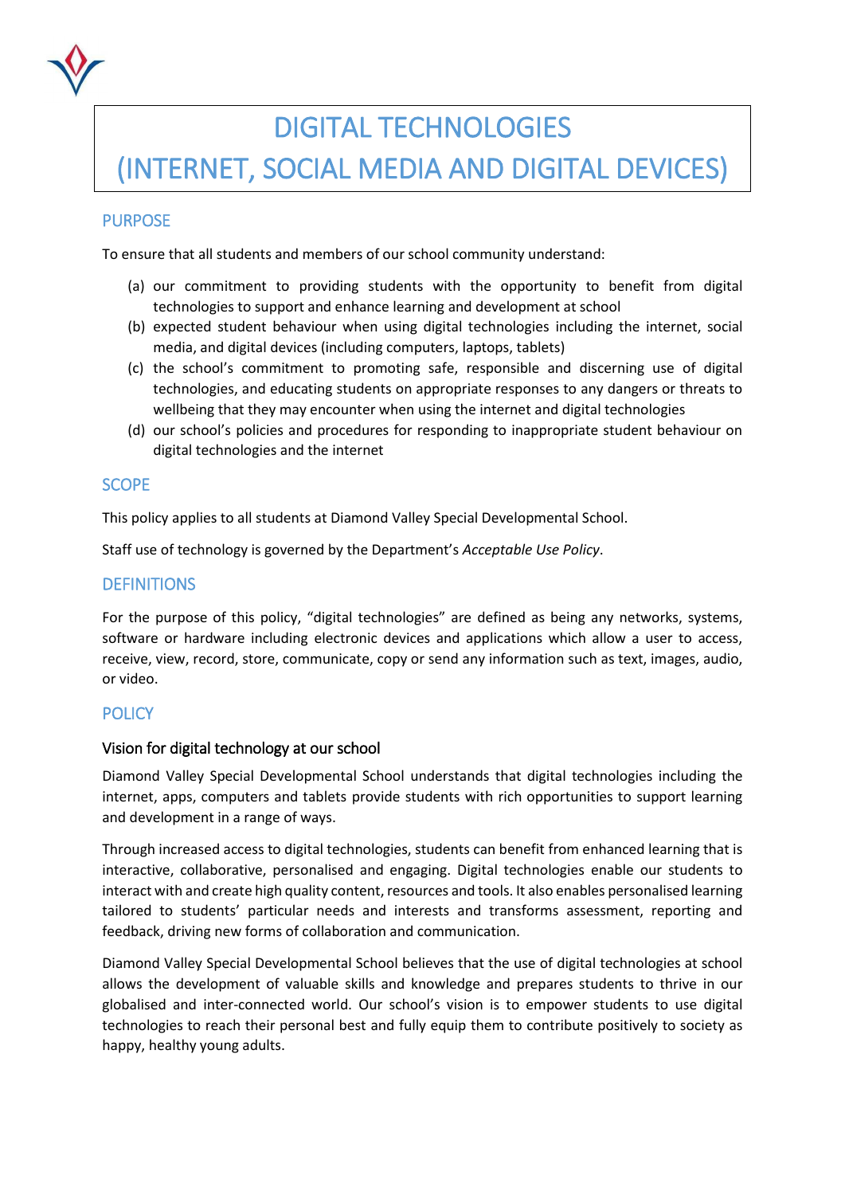# DIGITAL TECHNOLOGIES
# (INTERNET, SOCIAL MEDIA AND DIGITAL DEVICES)

## PURPOSE

To ensure that all students and members of our school community understand:

(a) our commitment to providing students with the opportunity to benefit from digital technologies to support and enhance learning and development at school

(b) expected student behaviour when using digital technologies including the internet, social media, and digital devices (including computers, laptops, tablets)

(c) the school's commitment to promoting safe, responsible and discerning use of digital technologies, and educating students on appropriate responses to any dangers or threats to wellbeing that they may encounter when using the internet and digital technologies

(d) our school's policies and procedures for responding to inappropriate student behaviour on digital technologies and the internet

## SCOPE

This policy applies to all students at Diamond Valley Special Developmental School.

Staff use of technology is governed by the Department's *Acceptable Use Policy*.

## DEFINITIONS

For the purpose of this policy, "digital technologies" are defined as being any networks, systems, software or hardware including electronic devices and applications which allow a user to access, receive, view, record, store, communicate, copy or send any information such as text, images, audio, or video.

## POLICY

### Vision for digital technology at our school

Diamond Valley Special Developmental School understands that digital technologies including the internet, apps, computers and tablets provide students with rich opportunities to support learning and development in a range of ways.

Through increased access to digital technologies, students can benefit from enhanced learning that is interactive, collaborative, personalised and engaging. Digital technologies enable our students to interact with and create high quality content, resources and tools. It also enables personalised learning tailored to students' particular needs and interests and transforms assessment, reporting and feedback, driving new forms of collaboration and communication.

Diamond Valley Special Developmental School believes that the use of digital technologies at school allows the development of valuable skills and knowledge and prepares students to thrive in our globalised and inter-connected world. Our school's vision is to empower students to use digital technologies to reach their personal best and fully equip them to contribute positively to society as happy, healthy young adults.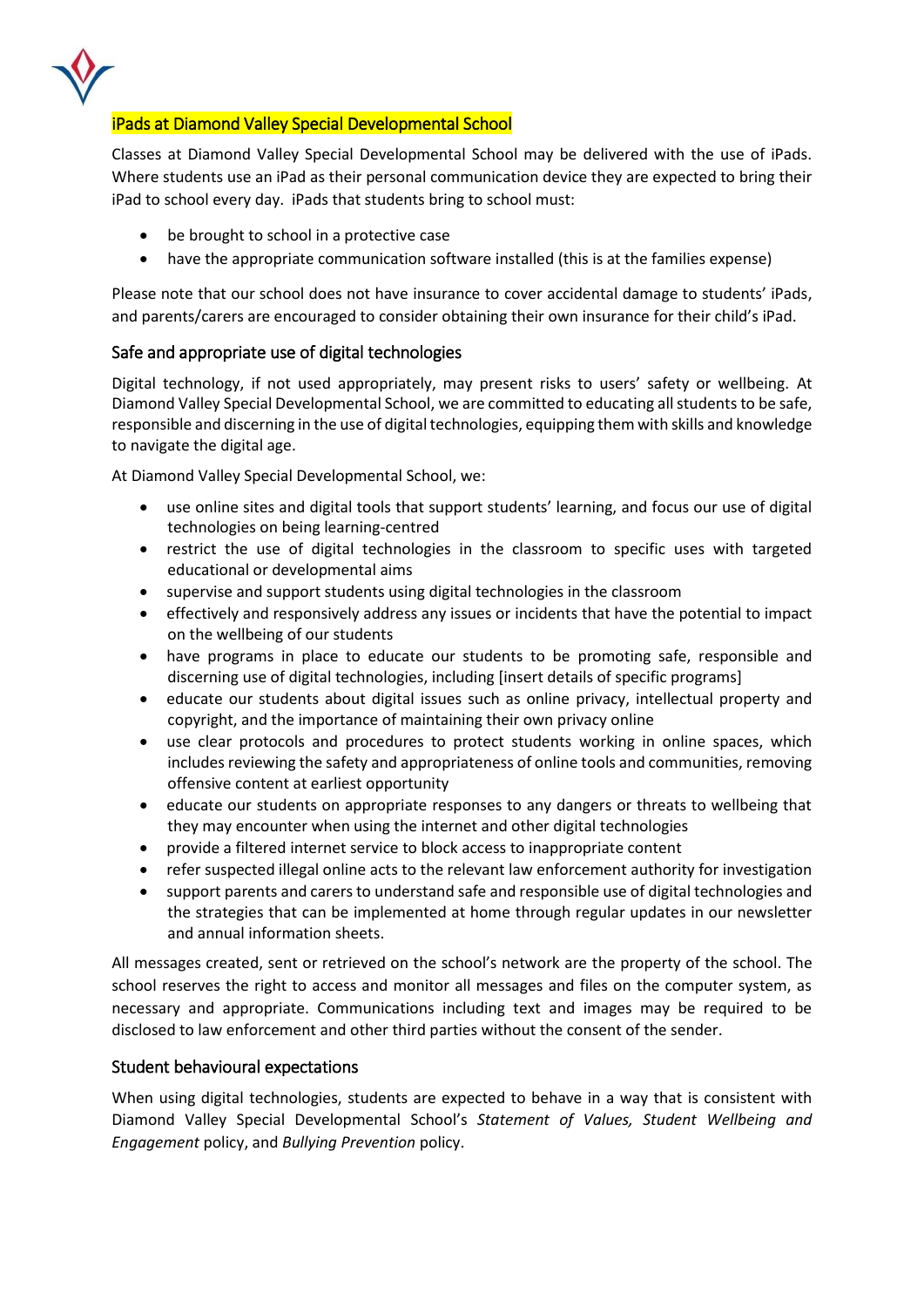## iPads at Diamond Valley Special Developmental School

Classes at Diamond Valley Special Developmental School may be delivered with the use of iPads. Where students use an iPad as their personal communication device they are expected to bring their iPad to school every day. iPads that students bring to school must:

- be brought to school in a protective case
- have the appropriate communication software installed (this is at the families expense)

Please note that our school does not have insurance to cover accidental damage to students' iPads, and parents/carers are encouraged to consider obtaining their own insurance for their child's iPad.

### Safe and appropriate use of digital technologies

Digital technology, if not used appropriately, may present risks to users' safety or wellbeing. At Diamond Valley Special Developmental School, we are committed to educating all students to be safe, responsible and discerning in the use of digital technologies, equipping them with skills and knowledge to navigate the digital age.

At Diamond Valley Special Developmental School, we:

- use online sites and digital tools that support students' learning, and focus our use of digital technologies on being learning-centred
- restrict the use of digital technologies in the classroom to specific uses with targeted educational or developmental aims
- supervise and support students using digital technologies in the classroom
- effectively and responsively address any issues or incidents that have the potential to impact on the wellbeing of our students
- have programs in place to educate our students to be promoting safe, responsible and discerning use of digital technologies, including [insert details of specific programs]
- educate our students about digital issues such as online privacy, intellectual property and copyright, and the importance of maintaining their own privacy online
- use clear protocols and procedures to protect students working in online spaces, which includes reviewing the safety and appropriateness of online tools and communities, removing offensive content at earliest opportunity
- educate our students on appropriate responses to any dangers or threats to wellbeing that they may encounter when using the internet and other digital technologies
- provide a filtered internet service to block access to inappropriate content
- refer suspected illegal online acts to the relevant law enforcement authority for investigation
- support parents and carers to understand safe and responsible use of digital technologies and the strategies that can be implemented at home through regular updates in our newsletter and annual information sheets.

All messages created, sent or retrieved on the school's network are the property of the school. The school reserves the right to access and monitor all messages and files on the computer system, as necessary and appropriate. Communications including text and images may be required to be disclosed to law enforcement and other third parties without the consent of the sender.

### Student behavioural expectations

When using digital technologies, students are expected to behave in a way that is consistent with Diamond Valley Special Developmental School's *Statement of Values, Student Wellbeing and Engagement* policy, and *Bullying Prevention* policy.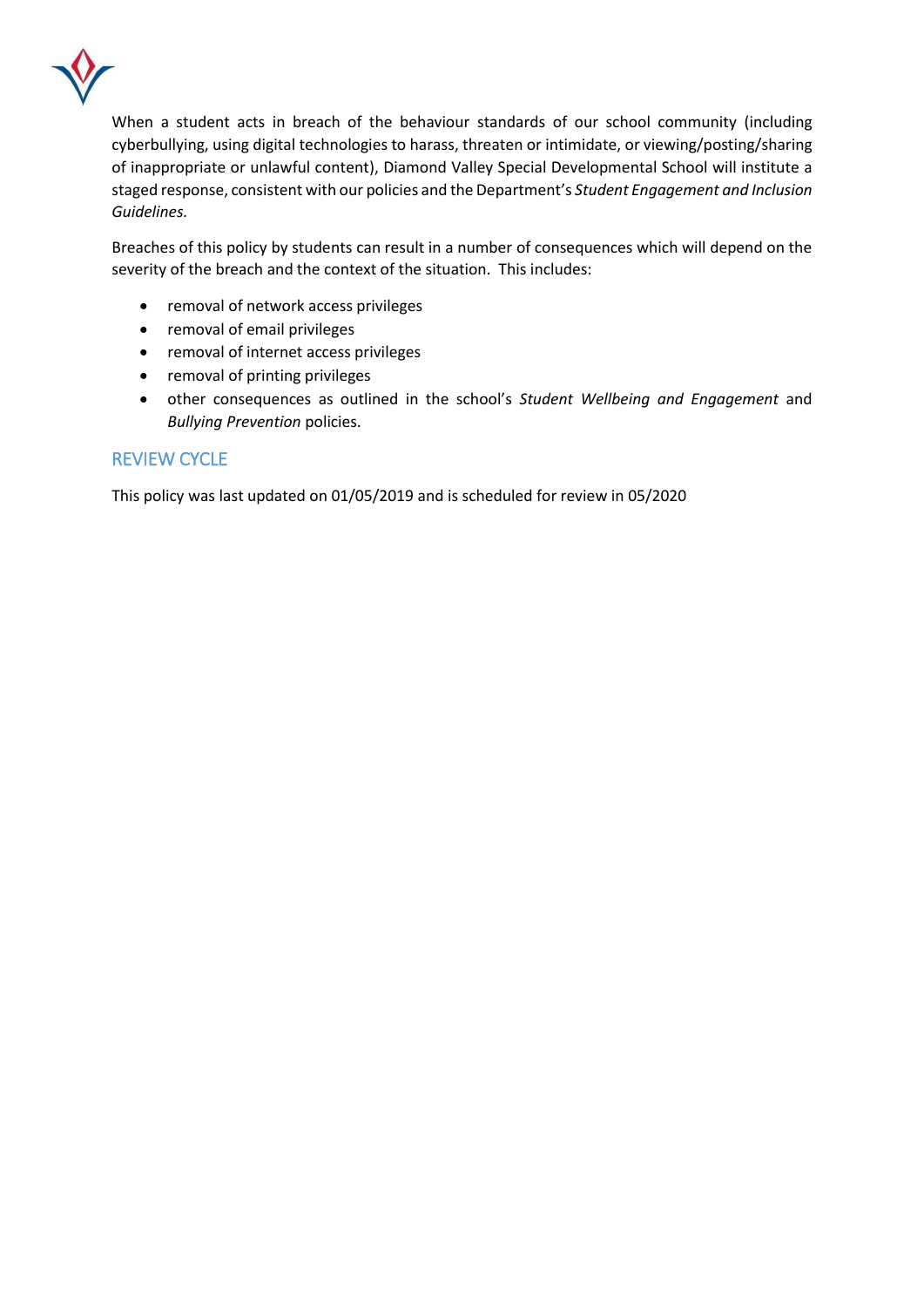When a student acts in breach of the behaviour standards of our school community (including cyberbullying, using digital technologies to harass, threaten or intimidate, or viewing/posting/sharing of inappropriate or unlawful content), Diamond Valley Special Developmental School will institute a staged response, consistent with our policies and the Department's *Student Engagement and Inclusion Guidelines.*

Breaches of this policy by students can result in a number of consequences which will depend on the severity of the breach and the context of the situation. This includes:

- removal of network access privileges
- removal of email privileges
- removal of internet access privileges
- removal of printing privileges
- other consequences as outlined in the school's *Student Wellbeing and Engagement* and *Bullying Prevention* policies.

## REVIEW CYCLE

This policy was last updated on 01/05/2019 and is scheduled for review in 05/2020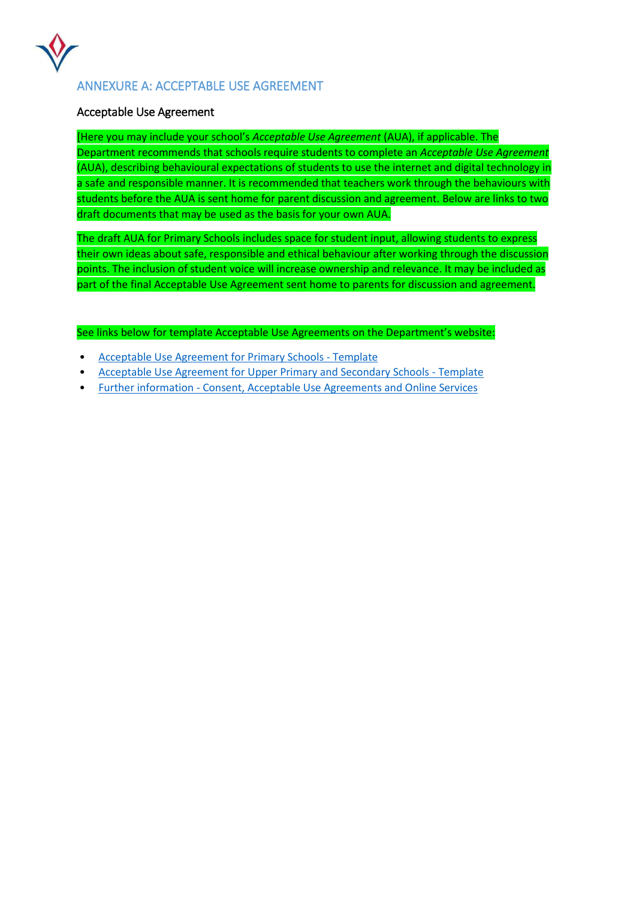## ANNEXURE A: ACCEPTABLE USE AGREEMENT

### Acceptable Use Agreement

[Here you may include your school's *Acceptable Use Agreement* (AUA), if applicable. The Department recommends that schools require students to complete an *Acceptable Use Agreement* (AUA), describing behavioural expectations of students to use the internet and digital technology in a safe and responsible manner. It is recommended that teachers work through the behaviours with students before the AUA is sent home for parent discussion and agreement. Below are links to two draft documents that may be used as the basis for your own AUA.

The draft AUA for Primary Schools includes space for student input, allowing students to express their own ideas about safe, responsible and ethical behaviour after working through the discussion points. The inclusion of student voice will increase ownership and relevance. It may be included as part of the final Acceptable Use Agreement sent home to parents for discussion and agreement.

See links below for template Acceptable Use Agreements on the Department's website:

- Acceptable Use Agreement for Primary Schools - Template
- Acceptable Use Agreement for Upper Primary and Secondary Schools - Template
- Further information - Consent, Acceptable Use Agreements and Online Services